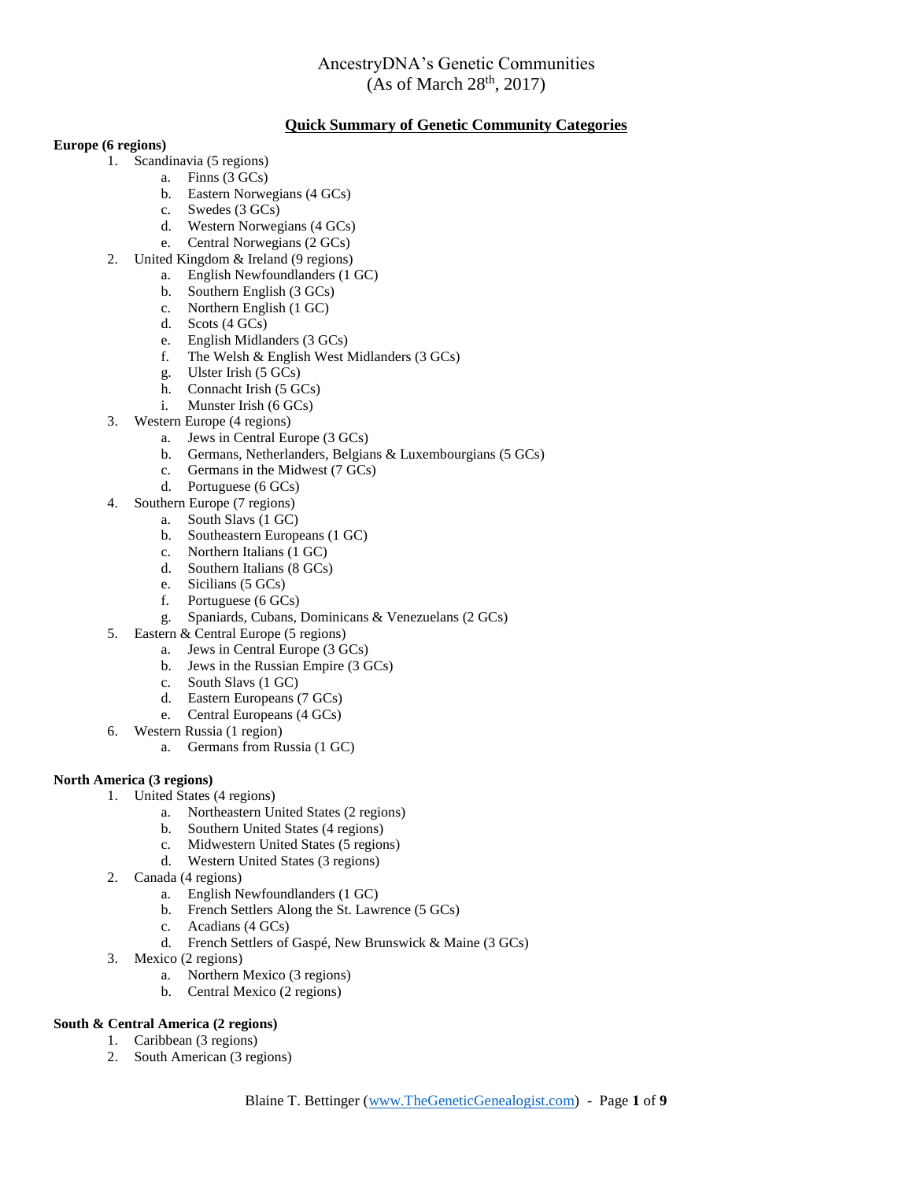# AncestryDNA's Genetic Communities
# (As of March 28th, 2017)

## Quick Summary of Genetic Community Categories

**Europe (6 regions)**

1. Scandinavia (5 regions)
    a. Finns (3 GCs)
    b. Eastern Norwegians (4 GCs)
    c. Swedes (3 GCs)
    d. Western Norwegians (4 GCs)
    e. Central Norwegians (2 GCs)
2. United Kingdom & Ireland (9 regions)
    a. English Newfoundlanders (1 GC)
    b. Southern English (3 GCs)
    c. Northern English (1 GC)
    d. Scots (4 GCs)
    e. English Midlanders (3 GCs)
    f. The Welsh & English West Midlanders (3 GCs)
    g. Ulster Irish (5 GCs)
    h. Connacht Irish (5 GCs)
    i. Munster Irish (6 GCs)
3. Western Europe (4 regions)
    a. Jews in Central Europe (3 GCs)
    b. Germans, Netherlanders, Belgians & Luxembourgians (5 GCs)
    c. Germans in the Midwest (7 GCs)
    d. Portuguese (6 GCs)
4. Southern Europe (7 regions)
    a. South Slavs (1 GC)
    b. Southeastern Europeans (1 GC)
    c. Northern Italians (1 GC)
    d. Southern Italians (8 GCs)
    e. Sicilians (5 GCs)
    f. Portuguese (6 GCs)
    g. Spaniards, Cubans, Dominicans & Venezuelans (2 GCs)
5. Eastern & Central Europe (5 regions)
    a. Jews in Central Europe (3 GCs)
    b. Jews in the Russian Empire (3 GCs)
    c. South Slavs (1 GC)
    d. Eastern Europeans (7 GCs)
    e. Central Europeans (4 GCs)
6. Western Russia (1 region)
    a. Germans from Russia (1 GC)

**North America (3 regions)**

1. United States (4 regions)
    a. Northeastern United States (2 regions)
    b. Southern United States (4 regions)
    c. Midwestern United States (5 regions)
    d. Western United States (3 regions)
2. Canada (4 regions)
    a. English Newfoundlanders (1 GC)
    b. French Settlers Along the St. Lawrence (5 GCs)
    c. Acadians (4 GCs)
    d. French Settlers of Gaspé, New Brunswick & Maine (3 GCs)
3. Mexico (2 regions)
    a. Northern Mexico (3 regions)
    b. Central Mexico (2 regions)

**South & Central America (2 regions)**

1. Caribbean (3 regions)
2. South American (3 regions)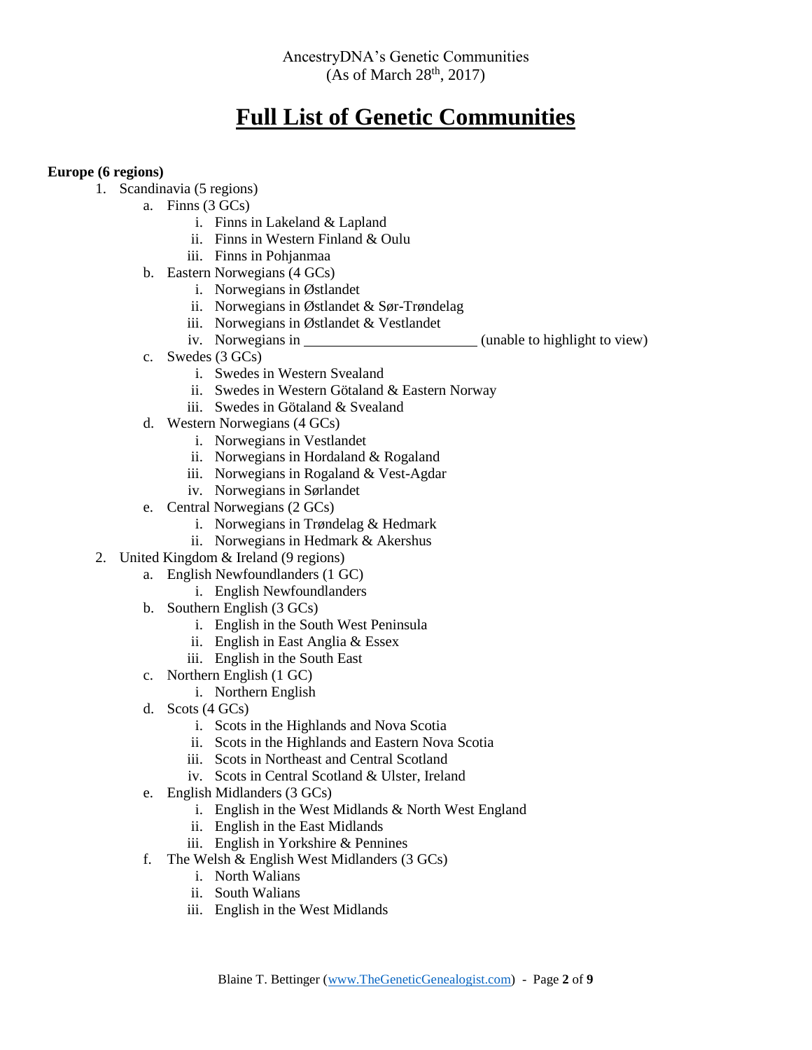AncestryDNA's Genetic Communities
(As of March 28th, 2017)

# Full List of Genetic Communities

**Europe (6 regions)**

1. Scandinavia (5 regions)
    a. Finns (3 GCs)
        i. Finns in Lakeland & Lapland
        ii. Finns in Western Finland & Oulu
        iii. Finns in Pohjanmaa
    b. Eastern Norwegians (4 GCs)
        i. Norwegians in Østlandet
        ii. Norwegians in Østlandet & Sør-Trøndelag
        iii. Norwegians in Østlandet & Vestlandet
        iv. Norwegians in ______________________ (unable to highlight to view)
    c. Swedes (3 GCs)
        i. Swedes in Western Svealand
        ii. Swedes in Western Götaland & Eastern Norway
        iii. Swedes in Götaland & Svealand
    d. Western Norwegians (4 GCs)
        i. Norwegians in Vestlandet
        ii. Norwegians in Hordaland & Rogaland
        iii. Norwegians in Rogaland & Vest-Agdar
        iv. Norwegians in Sørlandet
    e. Central Norwegians (2 GCs)
        i. Norwegians in Trøndelag & Hedmark
        ii. Norwegians in Hedmark & Akershus
2. United Kingdom & Ireland (9 regions)
    a. English Newfoundlanders (1 GC)
        i. English Newfoundlanders
    b. Southern English (3 GCs)
        i. English in the South West Peninsula
        ii. English in East Anglia & Essex
        iii. English in the South East
    c. Northern English (1 GC)
        i. Northern English
    d. Scots (4 GCs)
        i. Scots in the Highlands and Nova Scotia
        ii. Scots in the Highlands and Eastern Nova Scotia
        iii. Scots in Northeast and Central Scotland
        iv. Scots in Central Scotland & Ulster, Ireland
    e. English Midlanders (3 GCs)
        i. English in the West Midlands & North West England
        ii. English in the East Midlands
        iii. English in Yorkshire & Pennines
    f. The Welsh & English West Midlanders (3 GCs)
        i. North Walians
        ii. South Walians
        iii. English in the West Midlands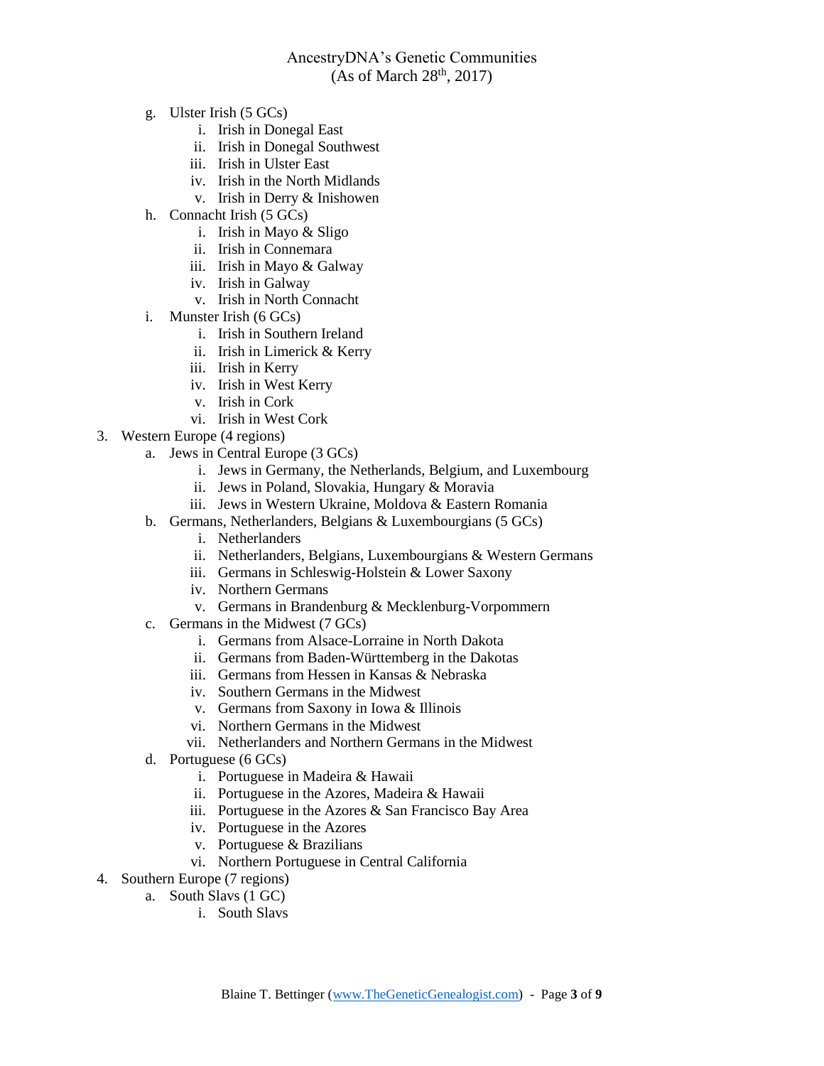g. Ulster Irish (5 GCs)
   i. Irish in Donegal East
   ii. Irish in Donegal Southwest
   iii. Irish in Ulster East
   iv. Irish in the North Midlands
   v. Irish in Derry & Inishowen

h. Connacht Irish (5 GCs)
   i. Irish in Mayo & Sligo
   ii. Irish in Connemara
   iii. Irish in Mayo & Galway
   iv. Irish in Galway
   v. Irish in North Connacht

i. Munster Irish (6 GCs)
   i. Irish in Southern Ireland
   ii. Irish in Limerick & Kerry
   iii. Irish in Kerry
   iv. Irish in West Kerry
   v. Irish in Cork
   vi. Irish in West Cork

3. Western Europe (4 regions)
   a. Jews in Central Europe (3 GCs)
      i. Jews in Germany, the Netherlands, Belgium, and Luxembourg
      ii. Jews in Poland, Slovakia, Hungary & Moravia
      iii. Jews in Western Ukraine, Moldova & Eastern Romania
   b. Germans, Netherlanders, Belgians & Luxembourgians (5 GCs)
      i. Netherlanders
      ii. Netherlanders, Belgians, Luxembourgians & Western Germans
      iii. Germans in Schleswig-Holstein & Lower Saxony
      iv. Northern Germans
      v. Germans in Brandenburg & Mecklenburg-Vorpommern
   c. Germans in the Midwest (7 GCs)
      i. Germans from Alsace-Lorraine in North Dakota
      ii. Germans from Baden-Württemberg in the Dakotas
      iii. Germans from Hessen in Kansas & Nebraska
      iv. Southern Germans in the Midwest
      v. Germans from Saxony in Iowa & Illinois
      vi. Northern Germans in the Midwest
      vii. Netherlanders and Northern Germans in the Midwest
   d. Portuguese (6 GCs)
      i. Portuguese in Madeira & Hawaii
      ii. Portuguese in the Azores, Madeira & Hawaii
      iii. Portuguese in the Azores & San Francisco Bay Area
      iv. Portuguese in the Azores
      v. Portuguese & Brazilians
      vi. Northern Portuguese in Central California

4. Southern Europe (7 regions)
   a. South Slavs (1 GC)
      i. South Slavs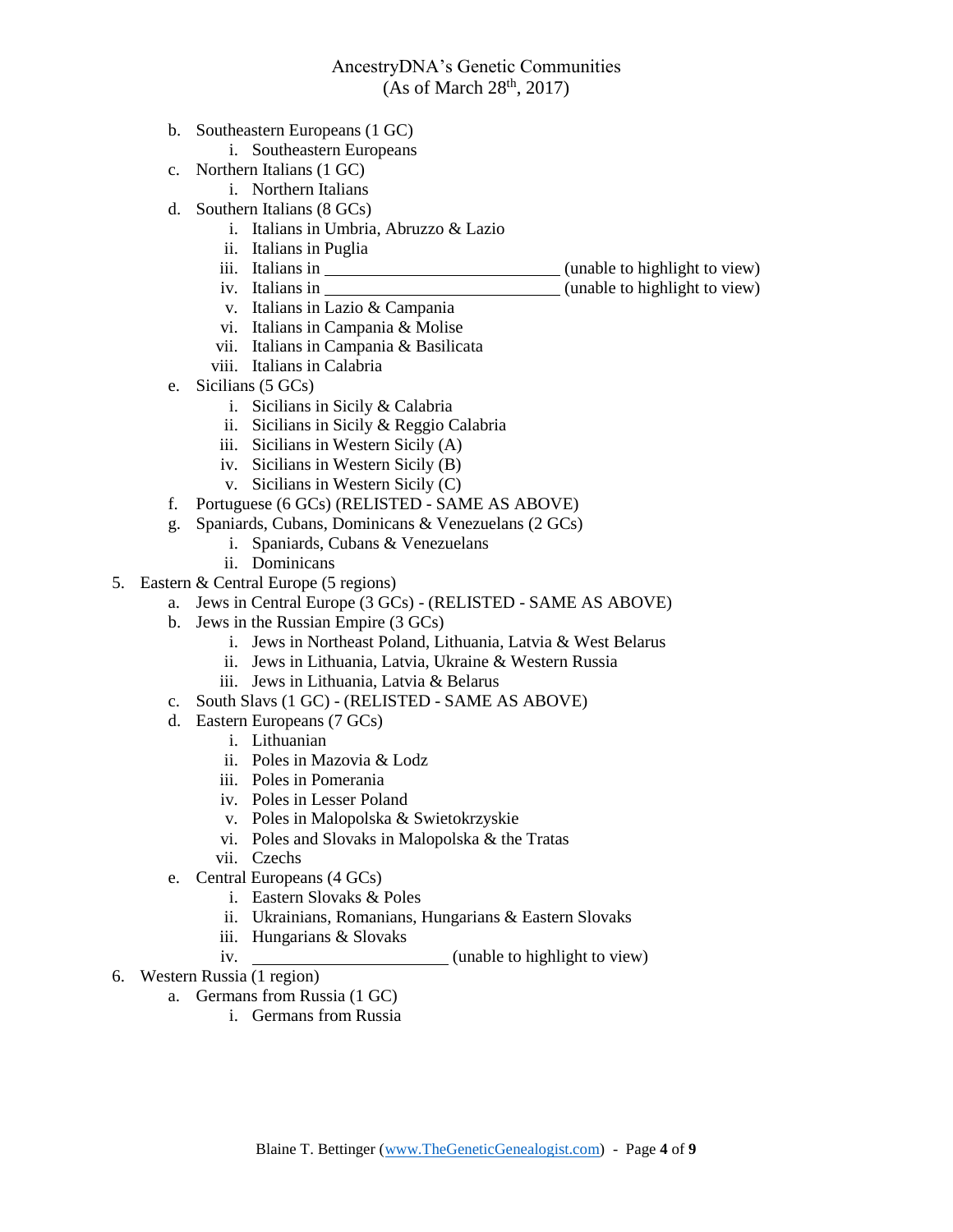b. Southeastern Europeans (1 GC)
    i. Southeastern Europeans
c. Northern Italians (1 GC)
    i. Northern Italians
d. Southern Italians (8 GCs)
    i. Italians in Umbria, Abruzzo & Lazio
    ii. Italians in Puglia
    iii. Italians in ___________________________ (unable to highlight to view)
    iv. Italians in ___________________________ (unable to highlight to view)
    v. Italians in Lazio & Campania
    vi. Italians in Campania & Molise
    vii. Italians in Campania & Basilicata
    viii. Italians in Calabria
e. Sicilians (5 GCs)
    i. Sicilians in Sicily & Calabria
    ii. Sicilians in Sicily & Reggio Calabria
    iii. Sicilians in Western Sicily (A)
    iv. Sicilians in Western Sicily (B)
    v. Sicilians in Western Sicily (C)
f. Portuguese (6 GCs) (RELISTED - SAME AS ABOVE)
g. Spaniards, Cubans, Dominicans & Venezuelans (2 GCs)
    i. Spaniards, Cubans & Venezuelans
    ii. Dominicans

5. Eastern & Central Europe (5 regions)
    a. Jews in Central Europe (3 GCs) - (RELISTED - SAME AS ABOVE)
    b. Jews in the Russian Empire (3 GCs)
        i. Jews in Northeast Poland, Lithuania, Latvia & West Belarus
        ii. Jews in Lithuania, Latvia, Ukraine & Western Russia
        iii. Jews in Lithuania, Latvia & Belarus
    c. South Slavs (1 GC) - (RELISTED - SAME AS ABOVE)
    d. Eastern Europeans (7 GCs)
        i. Lithuanian
        ii. Poles in Mazovia & Lodz
        iii. Poles in Pomerania
        iv. Poles in Lesser Poland
        v. Poles in Malopolska & Swietokrzyskie
        vi. Poles and Slovaks in Malopolska & the Tratas
        vii. Czechs
    e. Central Europeans (4 GCs)
        i. Eastern Slovaks & Poles
        ii. Ukrainians, Romanians, Hungarians & Eastern Slovaks
        iii. Hungarians & Slovaks
        iv. ______________________ (unable to highlight to view)

6. Western Russia (1 region)
    a. Germans from Russia (1 GC)
        i. Germans from Russia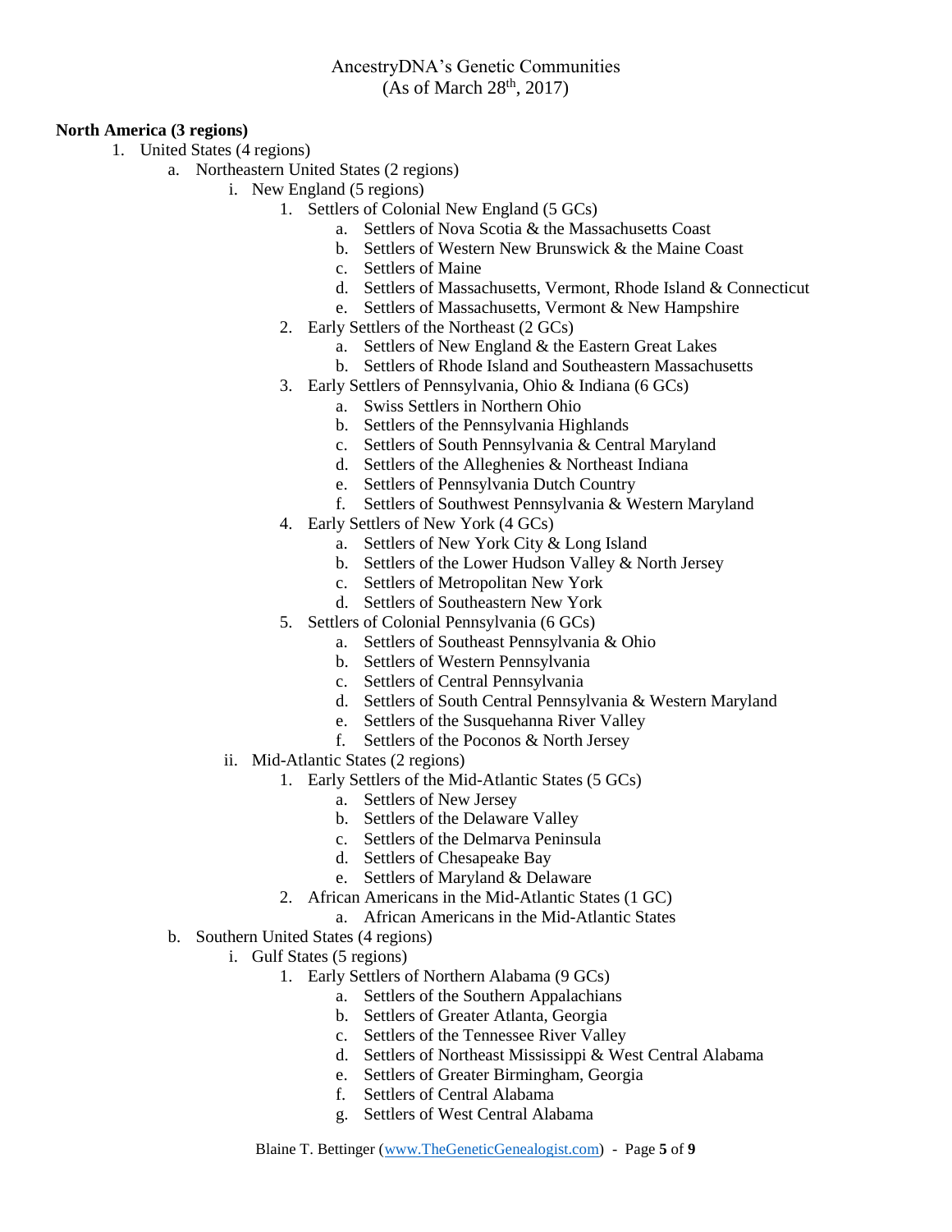**North America (3 regions)**

1. United States (4 regions)
   - a. Northeastern United States (2 regions)
     - i. New England (5 regions)
       - 1. Settlers of Colonial New England (5 GCs)
         - a. Settlers of Nova Scotia & the Massachusetts Coast
         - b. Settlers of Western New Brunswick & the Maine Coast
         - c. Settlers of Maine
         - d. Settlers of Massachusetts, Vermont, Rhode Island & Connecticut
         - e. Settlers of Massachusetts, Vermont & New Hampshire
       - 2. Early Settlers of the Northeast (2 GCs)
         - a. Settlers of New England & the Eastern Great Lakes
         - b. Settlers of Rhode Island and Southeastern Massachusetts
       - 3. Early Settlers of Pennsylvania, Ohio & Indiana (6 GCs)
         - a. Swiss Settlers in Northern Ohio
         - b. Settlers of the Pennsylvania Highlands
         - c. Settlers of South Pennsylvania & Central Maryland
         - d. Settlers of the Alleghenies & Northeast Indiana
         - e. Settlers of Pennsylvania Dutch Country
         - f. Settlers of Southwest Pennsylvania & Western Maryland
       - 4. Early Settlers of New York (4 GCs)
         - a. Settlers of New York City & Long Island
         - b. Settlers of the Lower Hudson Valley & North Jersey
         - c. Settlers of Metropolitan New York
         - d. Settlers of Southeastern New York
       - 5. Settlers of Colonial Pennsylvania (6 GCs)
         - a. Settlers of Southeast Pennsylvania & Ohio
         - b. Settlers of Western Pennsylvania
         - c. Settlers of Central Pennsylvania
         - d. Settlers of South Central Pennsylvania & Western Maryland
         - e. Settlers of the Susquehanna River Valley
         - f. Settlers of the Poconos & North Jersey
     - ii. Mid-Atlantic States (2 regions)
       - 1. Early Settlers of the Mid-Atlantic States (5 GCs)
         - a. Settlers of New Jersey
         - b. Settlers of the Delaware Valley
         - c. Settlers of the Delmarva Peninsula
         - d. Settlers of Chesapeake Bay
         - e. Settlers of Maryland & Delaware
       - 2. African Americans in the Mid-Atlantic States (1 GC)
         - a. African Americans in the Mid-Atlantic States
   - b. Southern United States (4 regions)
     - i. Gulf States (5 regions)
       - 1. Early Settlers of Northern Alabama (9 GCs)
         - a. Settlers of the Southern Appalachians
         - b. Settlers of Greater Atlanta, Georgia
         - c. Settlers of the Tennessee River Valley
         - d. Settlers of Northeast Mississippi & West Central Alabama
         - e. Settlers of Greater Birmingham, Georgia
         - f. Settlers of Central Alabama
         - g. Settlers of West Central Alabama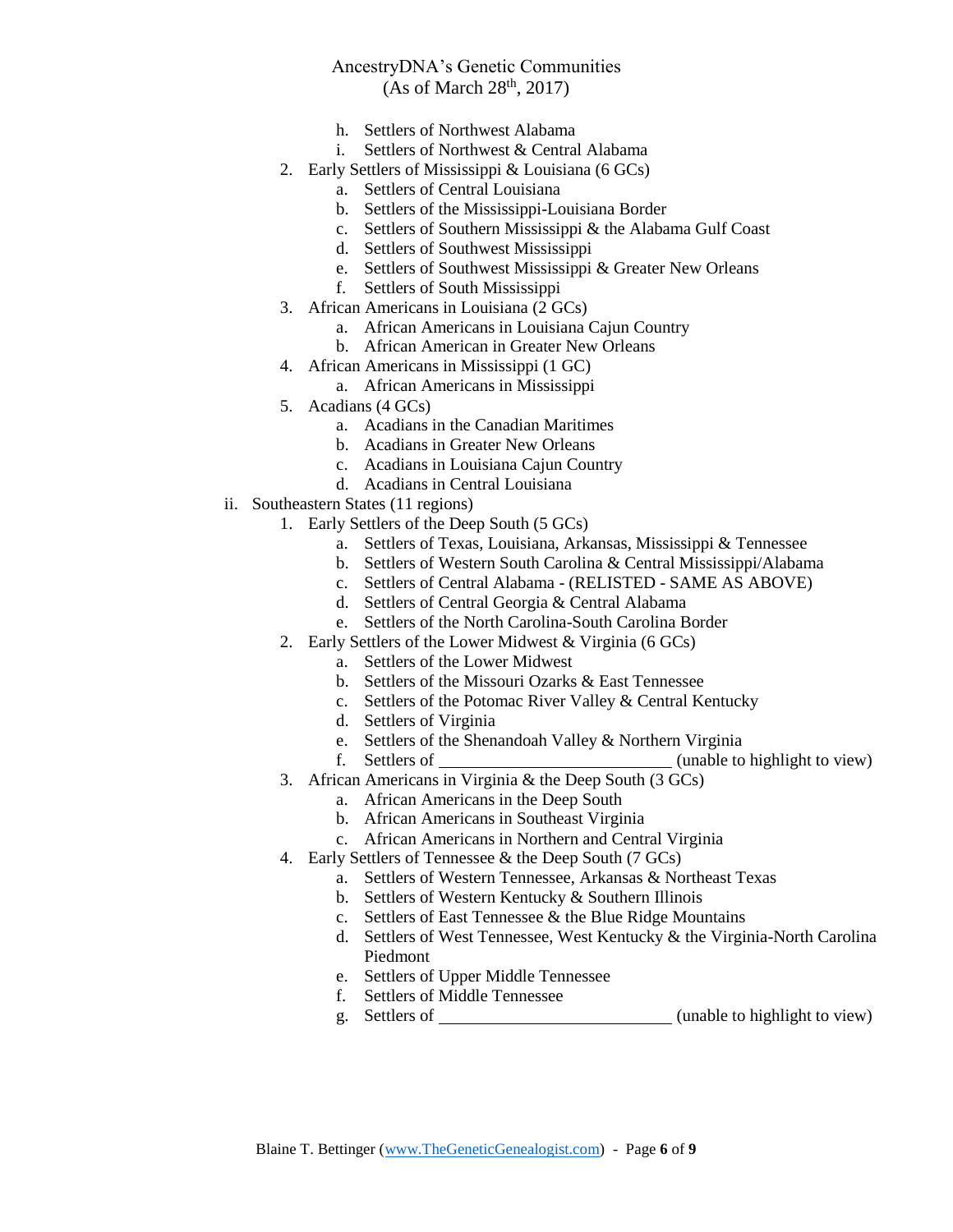h. Settlers of Northwest Alabama
i. Settlers of Northwest & Central Alabama

2. Early Settlers of Mississippi & Louisiana (6 GCs)
   a. Settlers of Central Louisiana
   b. Settlers of the Mississippi-Louisiana Border
   c. Settlers of Southern Mississippi & the Alabama Gulf Coast
   d. Settlers of Southwest Mississippi
   e. Settlers of Southwest Mississippi & Greater New Orleans
   f. Settlers of South Mississippi
3. African Americans in Louisiana (2 GCs)
   a. African Americans in Louisiana Cajun Country
   b. African American in Greater New Orleans
4. African Americans in Mississippi (1 GC)
   a. African Americans in Mississippi
5. Acadians (4 GCs)
   a. Acadians in the Canadian Maritimes
   b. Acadians in Greater New Orleans
   c. Acadians in Louisiana Cajun Country
   d. Acadians in Central Louisiana

ii. Southeastern States (11 regions)

1. Early Settlers of the Deep South (5 GCs)
   a. Settlers of Texas, Louisiana, Arkansas, Mississippi & Tennessee
   b. Settlers of Western South Carolina & Central Mississippi/Alabama
   c. Settlers of Central Alabama - (RELISTED - SAME AS ABOVE)
   d. Settlers of Central Georgia & Central Alabama
   e. Settlers of the North Carolina-South Carolina Border
2. Early Settlers of the Lower Midwest & Virginia (6 GCs)
   a. Settlers of the Lower Midwest
   b. Settlers of the Missouri Ozarks & East Tennessee
   c. Settlers of the Potomac River Valley & Central Kentucky
   d. Settlers of Virginia
   e. Settlers of the Shenandoah Valley & Northern Virginia
   f. Settlers of ____________________________ (unable to highlight to view)
3. African Americans in Virginia & the Deep South (3 GCs)
   a. African Americans in the Deep South
   b. African Americans in Southeast Virginia
   c. African Americans in Northern and Central Virginia
4. Early Settlers of Tennessee & the Deep South (7 GCs)
   a. Settlers of Western Tennessee, Arkansas & Northeast Texas
   b. Settlers of Western Kentucky & Southern Illinois
   c. Settlers of East Tennessee & the Blue Ridge Mountains
   d. Settlers of West Tennessee, West Kentucky & the Virginia-North Carolina Piedmont
   e. Settlers of Upper Middle Tennessee
   f. Settlers of Middle Tennessee
   g. Settlers of ____________________________ (unable to highlight to view)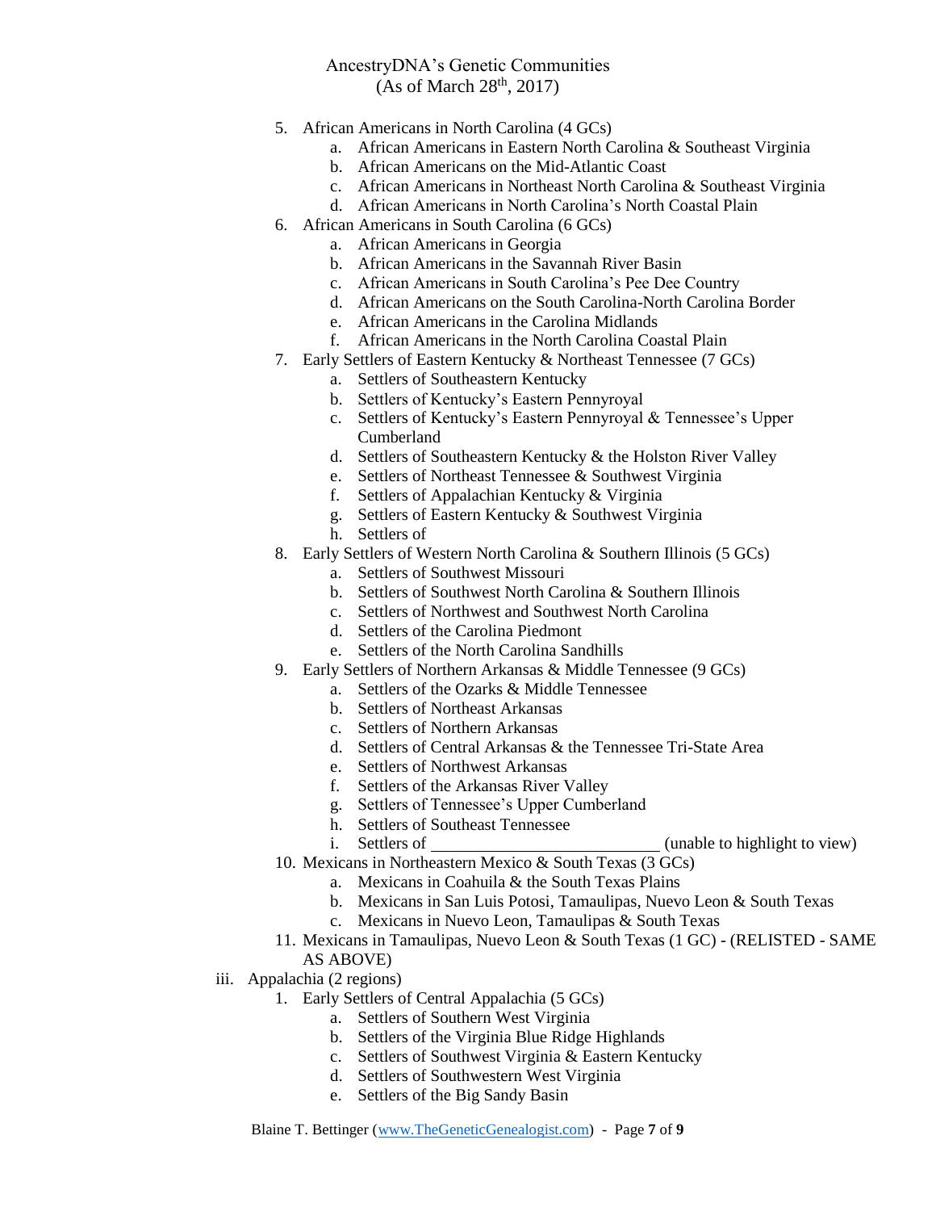5. African Americans in North Carolina (4 GCs)
    a. African Americans in Eastern North Carolina & Southeast Virginia
    b. African Americans on the Mid-Atlantic Coast
    c. African Americans in Northeast North Carolina & Southeast Virginia
    d. African Americans in North Carolina's North Coastal Plain
6. African Americans in South Carolina (6 GCs)
    a. African Americans in Georgia
    b. African Americans in the Savannah River Basin
    c. African Americans in South Carolina's Pee Dee Country
    d. African Americans on the South Carolina-North Carolina Border
    e. African Americans in the Carolina Midlands
    f. African Americans in the North Carolina Coastal Plain
7. Early Settlers of Eastern Kentucky & Northeast Tennessee (7 GCs)
    a. Settlers of Southeastern Kentucky
    b. Settlers of Kentucky's Eastern Pennyroyal
    c. Settlers of Kentucky's Eastern Pennyroyal & Tennessee's Upper Cumberland
    d. Settlers of Southeastern Kentucky & the Holston River Valley
    e. Settlers of Northeast Tennessee & Southwest Virginia
    f. Settlers of Appalachian Kentucky & Virginia
    g. Settlers of Eastern Kentucky & Southwest Virginia
    h. Settlers of
8. Early Settlers of Western North Carolina & Southern Illinois (5 GCs)
    a. Settlers of Southwest Missouri
    b. Settlers of Southwest North Carolina & Southern Illinois
    c. Settlers of Northwest and Southwest North Carolina
    d. Settlers of the Carolina Piedmont
    e. Settlers of the North Carolina Sandhills
9. Early Settlers of Northern Arkansas & Middle Tennessee (9 GCs)
    a. Settlers of the Ozarks & Middle Tennessee
    b. Settlers of Northeast Arkansas
    c. Settlers of Northern Arkansas
    d. Settlers of Central Arkansas & the Tennessee Tri-State Area
    e. Settlers of Northwest Arkansas
    f. Settlers of the Arkansas River Valley
    g. Settlers of Tennessee's Upper Cumberland
    h. Settlers of Southeast Tennessee
    i. Settlers of ____________________________ (unable to highlight to view)
10. Mexicans in Northeastern Mexico & South Texas (3 GCs)
    a. Mexicans in Coahuila & the South Texas Plains
    b. Mexicans in San Luis Potosi, Tamaulipas, Nuevo Leon & South Texas
    c. Mexicans in Nuevo Leon, Tamaulipas & South Texas
11. Mexicans in Tamaulipas, Nuevo Leon & South Texas (1 GC) - (RELISTED - SAME AS ABOVE)

iii. Appalachia (2 regions)

1. Early Settlers of Central Appalachia (5 GCs)
    a. Settlers of Southern West Virginia
    b. Settlers of the Virginia Blue Ridge Highlands
    c. Settlers of Southwest Virginia & Eastern Kentucky
    d. Settlers of Southwestern West Virginia
    e. Settlers of the Big Sandy Basin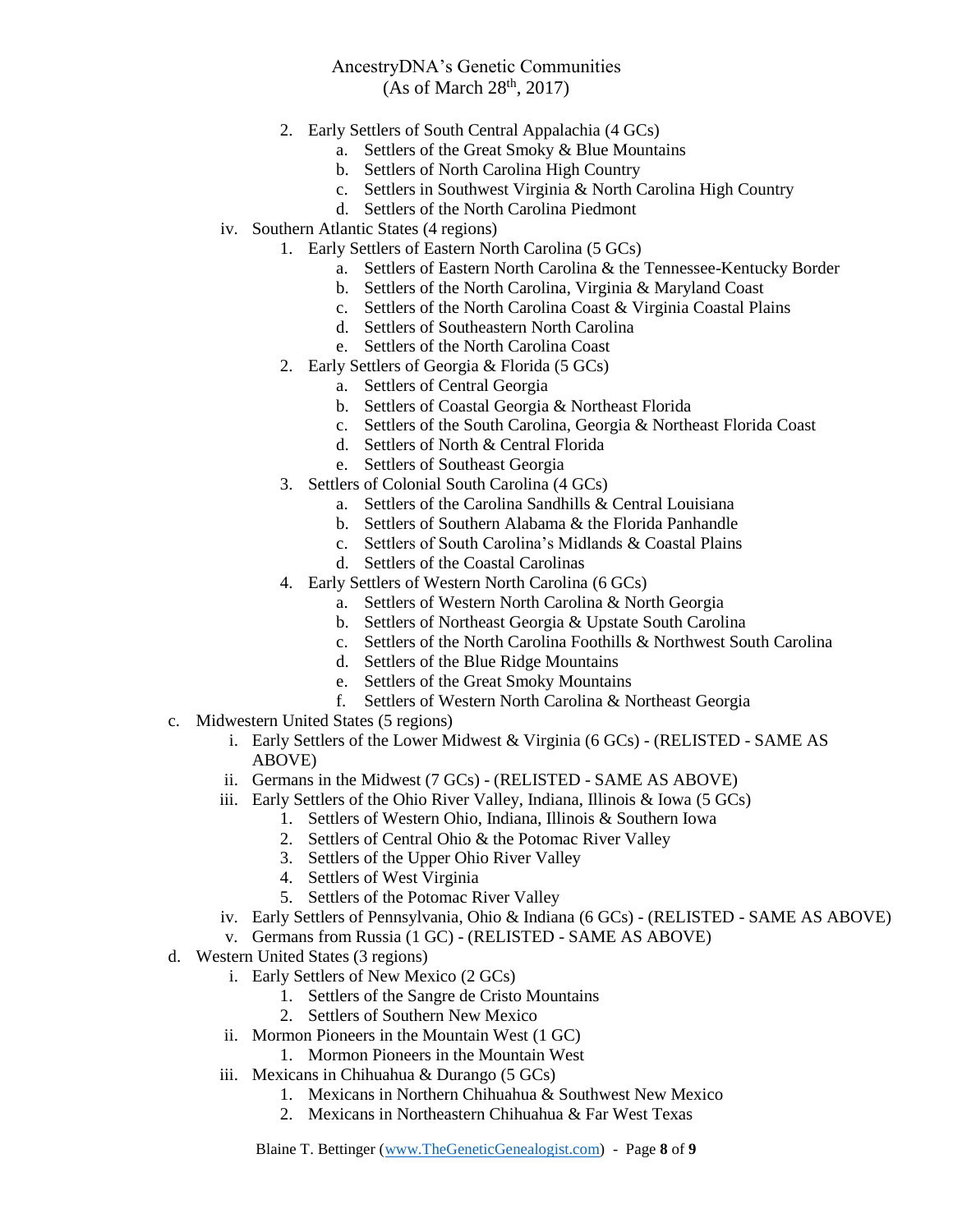2. Early Settlers of South Central Appalachia (4 GCs)
    a. Settlers of the Great Smoky & Blue Mountains
    b. Settlers of North Carolina High Country
    c. Settlers in Southwest Virginia & North Carolina High Country
    d. Settlers of the North Carolina Piedmont

iv. Southern Atlantic States (4 regions)

1. Early Settlers of Eastern North Carolina (5 GCs)
    a. Settlers of Eastern North Carolina & the Tennessee-Kentucky Border
    b. Settlers of the North Carolina, Virginia & Maryland Coast
    c. Settlers of the North Carolina Coast & Virginia Coastal Plains
    d. Settlers of Southeastern North Carolina
    e. Settlers of the North Carolina Coast
2. Early Settlers of Georgia & Florida (5 GCs)
    a. Settlers of Central Georgia
    b. Settlers of Coastal Georgia & Northeast Florida
    c. Settlers of the South Carolina, Georgia & Northeast Florida Coast
    d. Settlers of North & Central Florida
    e. Settlers of Southeast Georgia
3. Settlers of Colonial South Carolina (4 GCs)
    a. Settlers of the Carolina Sandhills & Central Louisiana
    b. Settlers of Southern Alabama & the Florida Panhandle
    c. Settlers of South Carolina's Midlands & Coastal Plains
    d. Settlers of the Coastal Carolinas
4. Early Settlers of Western North Carolina (6 GCs)
    a. Settlers of Western North Carolina & North Georgia
    b. Settlers of Northeast Georgia & Upstate South Carolina
    c. Settlers of the North Carolina Foothills & Northwest South Carolina
    d. Settlers of the Blue Ridge Mountains
    e. Settlers of the Great Smoky Mountains
    f. Settlers of Western North Carolina & Northeast Georgia

c. Midwestern United States (5 regions)

i. Early Settlers of the Lower Midwest & Virginia (6 GCs) - (RELISTED - SAME AS ABOVE)

ii. Germans in the Midwest (7 GCs) - (RELISTED - SAME AS ABOVE)

iii. Early Settlers of the Ohio River Valley, Indiana, Illinois & Iowa (5 GCs)

1. Settlers of Western Ohio, Indiana, Illinois & Southern Iowa
2. Settlers of Central Ohio & the Potomac River Valley
3. Settlers of the Upper Ohio River Valley
4. Settlers of West Virginia
5. Settlers of the Potomac River Valley

iv. Early Settlers of Pennsylvania, Ohio & Indiana (6 GCs) - (RELISTED - SAME AS ABOVE)

v. Germans from Russia (1 GC) - (RELISTED - SAME AS ABOVE)

d. Western United States (3 regions)

i. Early Settlers of New Mexico (2 GCs)

1. Settlers of the Sangre de Cristo Mountains
2. Settlers of Southern New Mexico

ii. Mormon Pioneers in the Mountain West (1 GC)

1. Mormon Pioneers in the Mountain West

iii. Mexicans in Chihuahua & Durango (5 GCs)

1. Mexicans in Northern Chihuahua & Southwest New Mexico
2. Mexicans in Northeastern Chihuahua & Far West Texas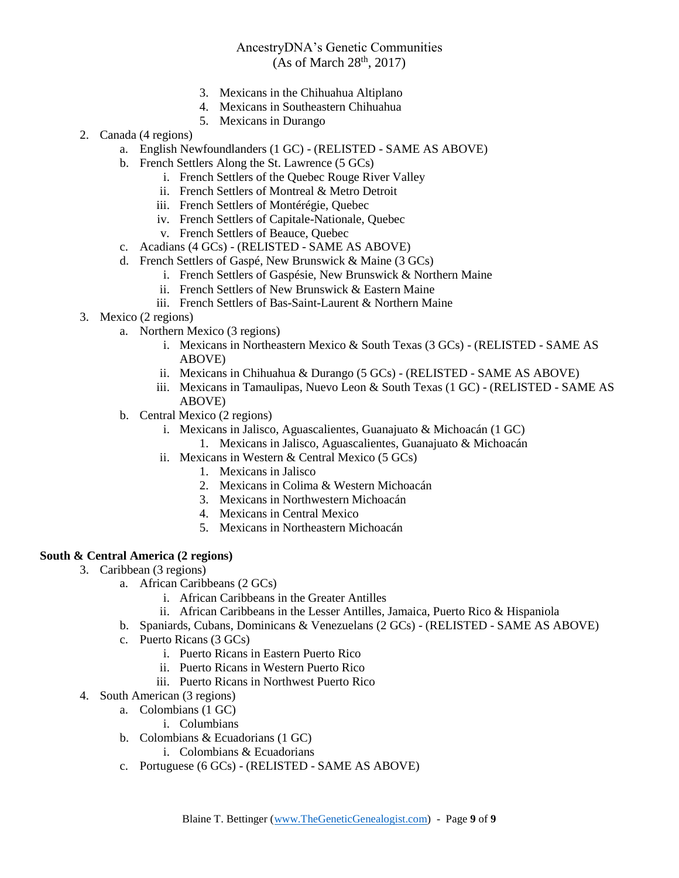3. Mexicans in the Chihuahua Altiplano
4. Mexicans in Southeastern Chihuahua
5. Mexicans in Durango

2. Canada (4 regions)
    a. English Newfoundlanders (1 GC) - (RELISTED - SAME AS ABOVE)
    b. French Settlers Along the St. Lawrence (5 GCs)
        i. French Settlers of the Quebec Rouge River Valley
        ii. French Settlers of Montreal & Metro Detroit
        iii. French Settlers of Montérégie, Quebec
        iv. French Settlers of Capitale-Nationale, Quebec
        v. French Settlers of Beauce, Quebec
    c. Acadians (4 GCs) - (RELISTED - SAME AS ABOVE)
    d. French Settlers of Gaspé, New Brunswick & Maine (3 GCs)
        i. French Settlers of Gaspésie, New Brunswick & Northern Maine
        ii. French Settlers of New Brunswick & Eastern Maine
        iii. French Settlers of Bas-Saint-Laurent & Northern Maine
3. Mexico (2 regions)
    a. Northern Mexico (3 regions)
        i. Mexicans in Northeastern Mexico & South Texas (3 GCs) - (RELISTED - SAME AS ABOVE)
        ii. Mexicans in Chihuahua & Durango (5 GCs) - (RELISTED - SAME AS ABOVE)
        iii. Mexicans in Tamaulipas, Nuevo Leon & South Texas (1 GC) - (RELISTED - SAME AS ABOVE)
    b. Central Mexico (2 regions)
        i. Mexicans in Jalisco, Aguascalientes, Guanajuato & Michoacán (1 GC)
            1. Mexicans in Jalisco, Aguascalientes, Guanajuato & Michoacán
        ii. Mexicans in Western & Central Mexico (5 GCs)
            1. Mexicans in Jalisco
            2. Mexicans in Colima & Western Michoacán
            3. Mexicans in Northwestern Michoacán
            4. Mexicans in Central Mexico
            5. Mexicans in Northeastern Michoacán

**South & Central America (2 regions)**

3. Caribbean (3 regions)
    a. African Caribbeans (2 GCs)
        i. African Caribbeans in the Greater Antilles
        ii. African Caribbeans in the Lesser Antilles, Jamaica, Puerto Rico & Hispaniola
    b. Spaniards, Cubans, Dominicans & Venezuelans (2 GCs) - (RELISTED - SAME AS ABOVE)
    c. Puerto Ricans (3 GCs)
        i. Puerto Ricans in Eastern Puerto Rico
        ii. Puerto Ricans in Western Puerto Rico
        iii. Puerto Ricans in Northwest Puerto Rico
4. South American (3 regions)
    a. Colombians (1 GC)
        i. Columbians
    b. Colombians & Ecuadorians (1 GC)
        i. Colombians & Ecuadorians
    c. Portuguese (6 GCs) - (RELISTED - SAME AS ABOVE)